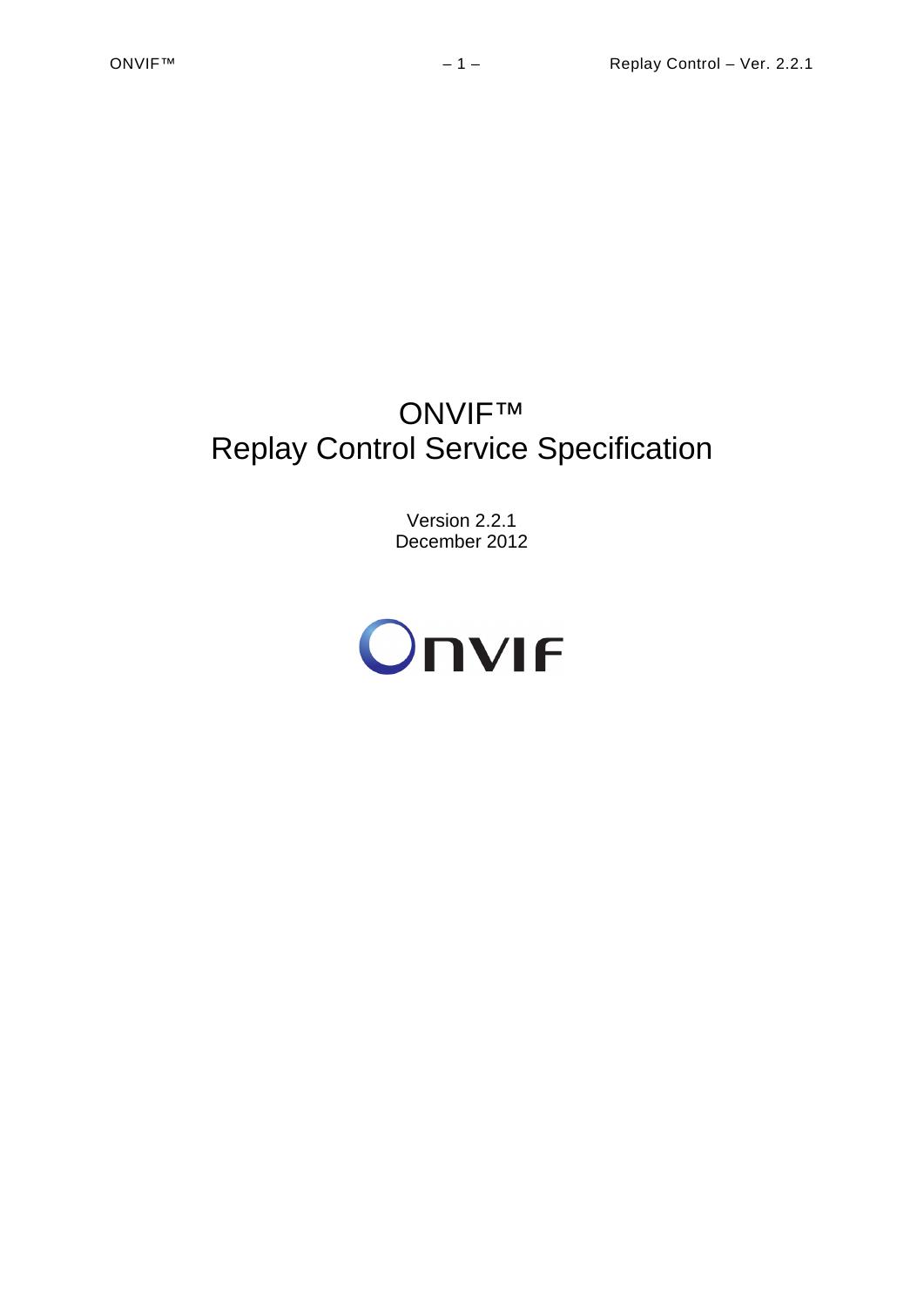# ONVIF™
# Replay Control Service Specification

Version 2.2.1
December 2012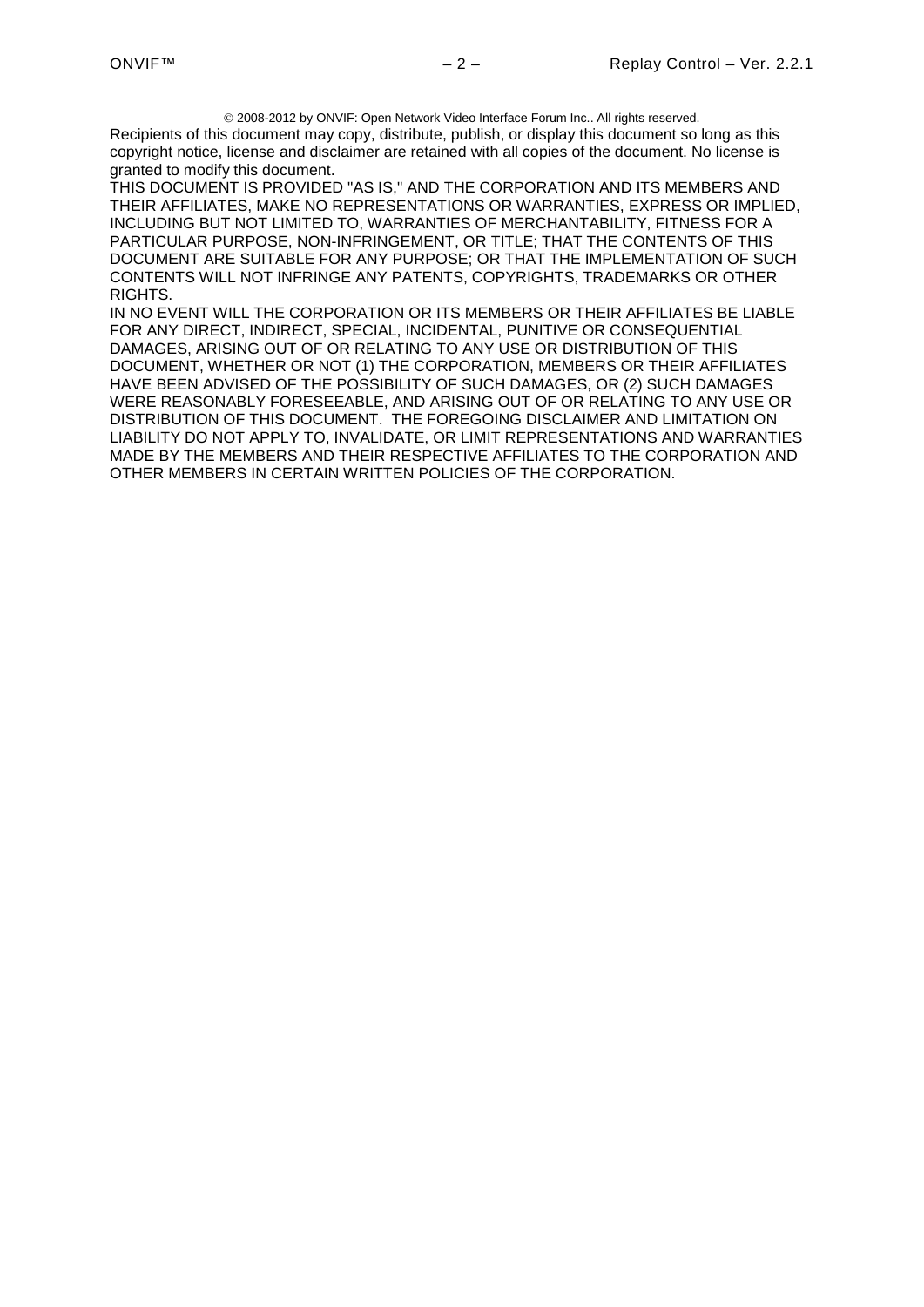© 2008-2012 by ONVIF: Open Network Video Interface Forum Inc.. All rights reserved.

Recipients of this document may copy, distribute, publish, or display this document so long as this copyright notice, license and disclaimer are retained with all copies of the document. No license is granted to modify this document.

THIS DOCUMENT IS PROVIDED "AS IS," AND THE CORPORATION AND ITS MEMBERS AND THEIR AFFILIATES, MAKE NO REPRESENTATIONS OR WARRANTIES, EXPRESS OR IMPLIED, INCLUDING BUT NOT LIMITED TO, WARRANTIES OF MERCHANTABILITY, FITNESS FOR A PARTICULAR PURPOSE, NON-INFRINGEMENT, OR TITLE; THAT THE CONTENTS OF THIS DOCUMENT ARE SUITABLE FOR ANY PURPOSE; OR THAT THE IMPLEMENTATION OF SUCH CONTENTS WILL NOT INFRINGE ANY PATENTS, COPYRIGHTS, TRADEMARKS OR OTHER RIGHTS.

IN NO EVENT WILL THE CORPORATION OR ITS MEMBERS OR THEIR AFFILIATES BE LIABLE FOR ANY DIRECT, INDIRECT, SPECIAL, INCIDENTAL, PUNITIVE OR CONSEQUENTIAL DAMAGES, ARISING OUT OF OR RELATING TO ANY USE OR DISTRIBUTION OF THIS DOCUMENT, WHETHER OR NOT (1) THE CORPORATION, MEMBERS OR THEIR AFFILIATES HAVE BEEN ADVISED OF THE POSSIBILITY OF SUCH DAMAGES, OR (2) SUCH DAMAGES WERE REASONABLY FORESEEABLE, AND ARISING OUT OF OR RELATING TO ANY USE OR DISTRIBUTION OF THIS DOCUMENT. THE FOREGOING DISCLAIMER AND LIMITATION ON LIABILITY DO NOT APPLY TO, INVALIDATE, OR LIMIT REPRESENTATIONS AND WARRANTIES MADE BY THE MEMBERS AND THEIR RESPECTIVE AFFILIATES TO THE CORPORATION AND OTHER MEMBERS IN CERTAIN WRITTEN POLICIES OF THE CORPORATION.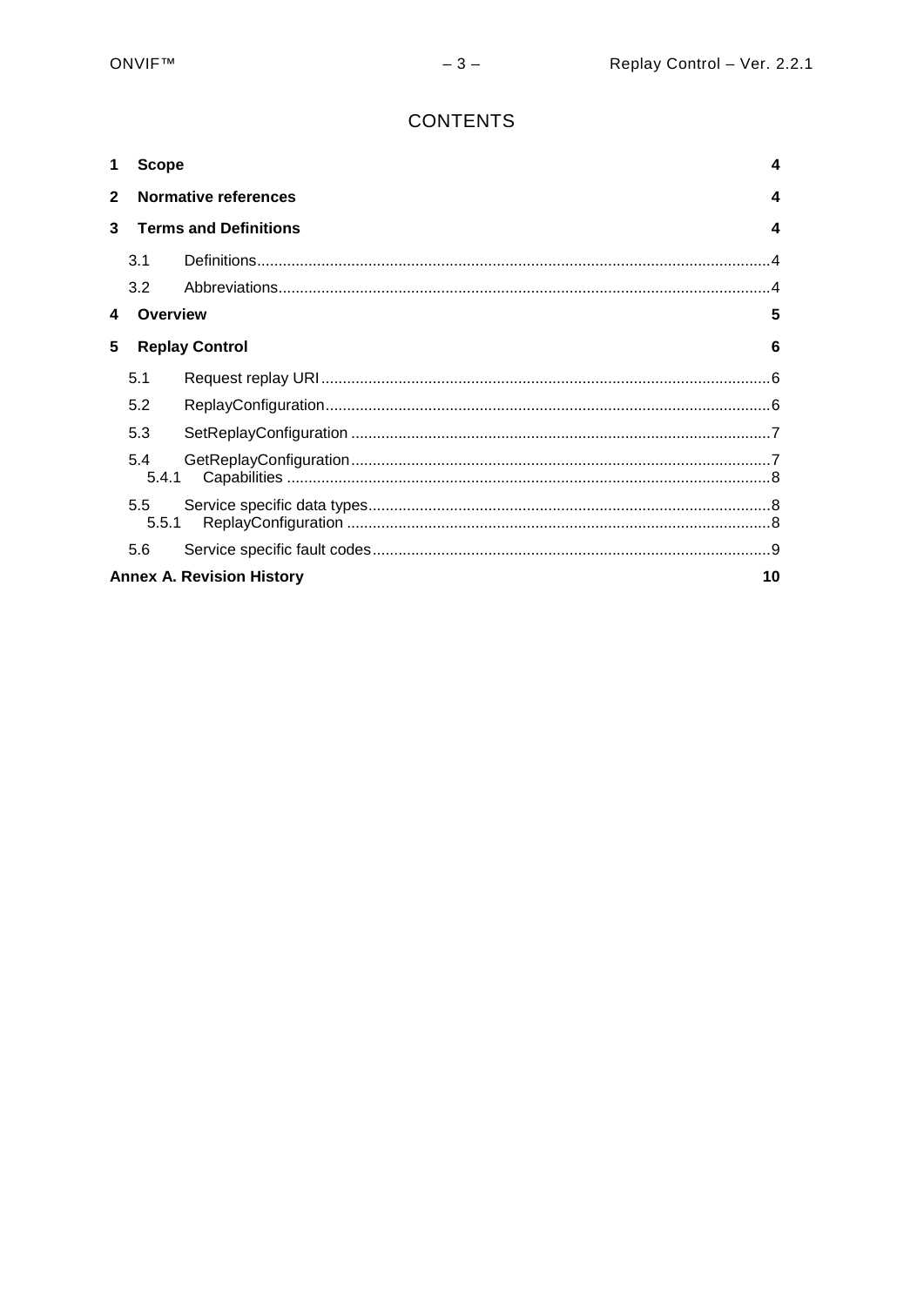# CONTENTS

**1 Scope** 4

**2 Normative references** 4

**3 Terms and Definitions** 4

3.1 Definitions 4

3.2 Abbreviations 4

**4 Overview** 5

**5 Replay Control** 6

5.1 Request replay URI 6

5.2 ReplayConfiguration 6

5.3 SetReplayConfiguration 7

5.4 GetReplayConfiguration 7

5.4.1 Capabilities 8

5.5 Service specific data types 8

5.5.1 ReplayConfiguration 8

5.6 Service specific fault codes 9

**Annex A. Revision History** 10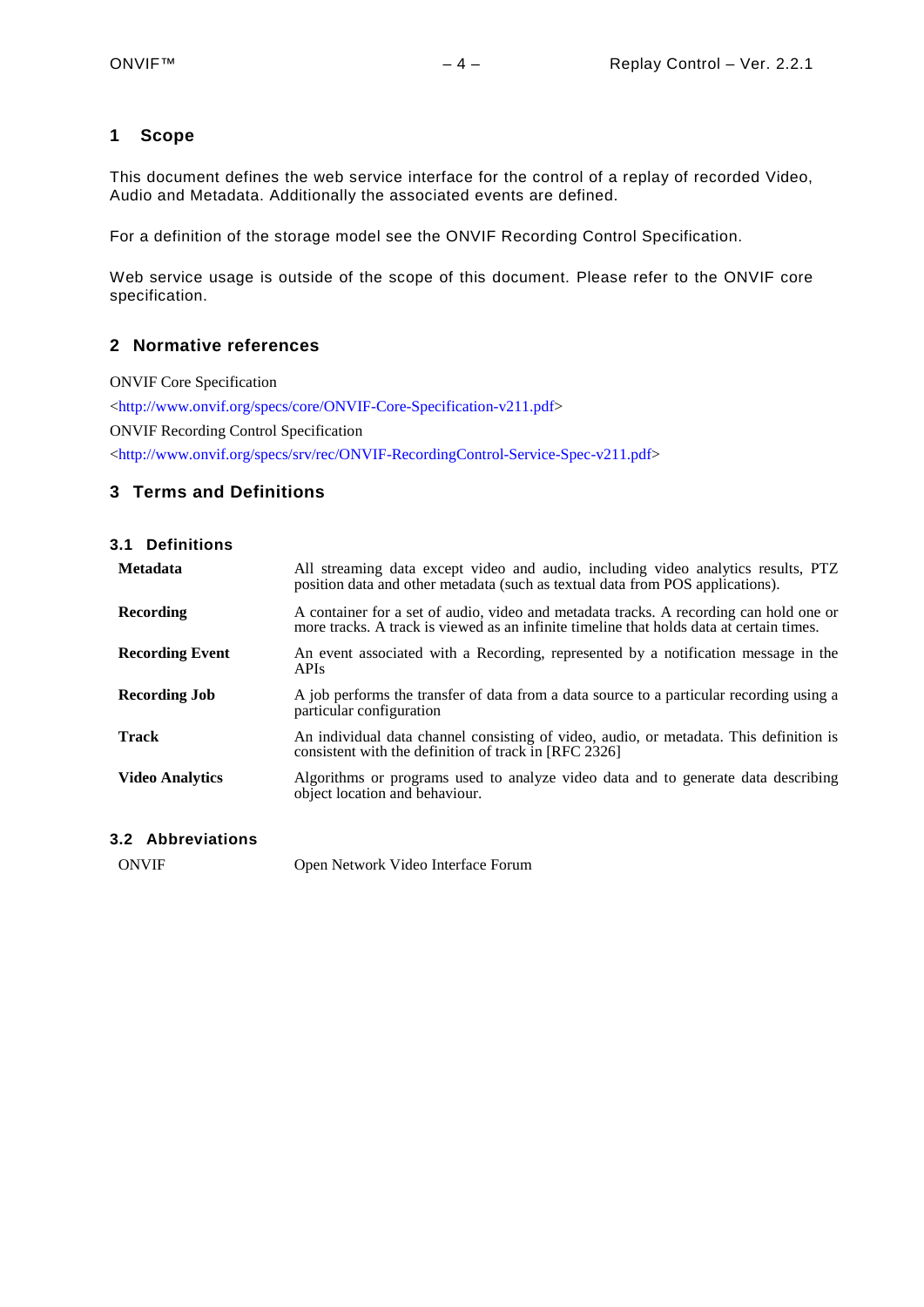# 1 Scope

This document defines the web service interface for the control of a replay of recorded Video, Audio and Metadata. Additionally the associated events are defined.

For a definition of the storage model see the ONVIF Recording Control Specification.

Web service usage is outside of the scope of this document. Please refer to the ONVIF core specification.

# 2 Normative references

ONVIF Core Specification

<http://www.onvif.org/specs/core/ONVIF-Core-Specification-v211.pdf>

ONVIF Recording Control Specification

<http://www.onvif.org/specs/srv/rec/ONVIF-RecordingControl-Service-Spec-v211.pdf>

# 3 Terms and Definitions

## 3.1 Definitions

| | |
|---|---|
| **Metadata** | All streaming data except video and audio, including video analytics results, PTZ position data and other metadata (such as textual data from POS applications). |
| **Recording** | A container for a set of audio, video and metadata tracks. A recording can hold one or more tracks. A track is viewed as an infinite timeline that holds data at certain times. |
| **Recording Event** | An event associated with a Recording, represented by a notification message in the APIs |
| **Recording Job** | A job performs the transfer of data from a data source to a particular recording using a particular configuration |
| **Track** | An individual data channel consisting of video, audio, or metadata. This definition is consistent with the definition of track in [RFC 2326] |
| **Video Analytics** | Algorithms or programs used to analyze video data and to generate data describing object location and behaviour. |

## 3.2 Abbreviations

| | |
|---|---|
| ONVIF | Open Network Video Interface Forum |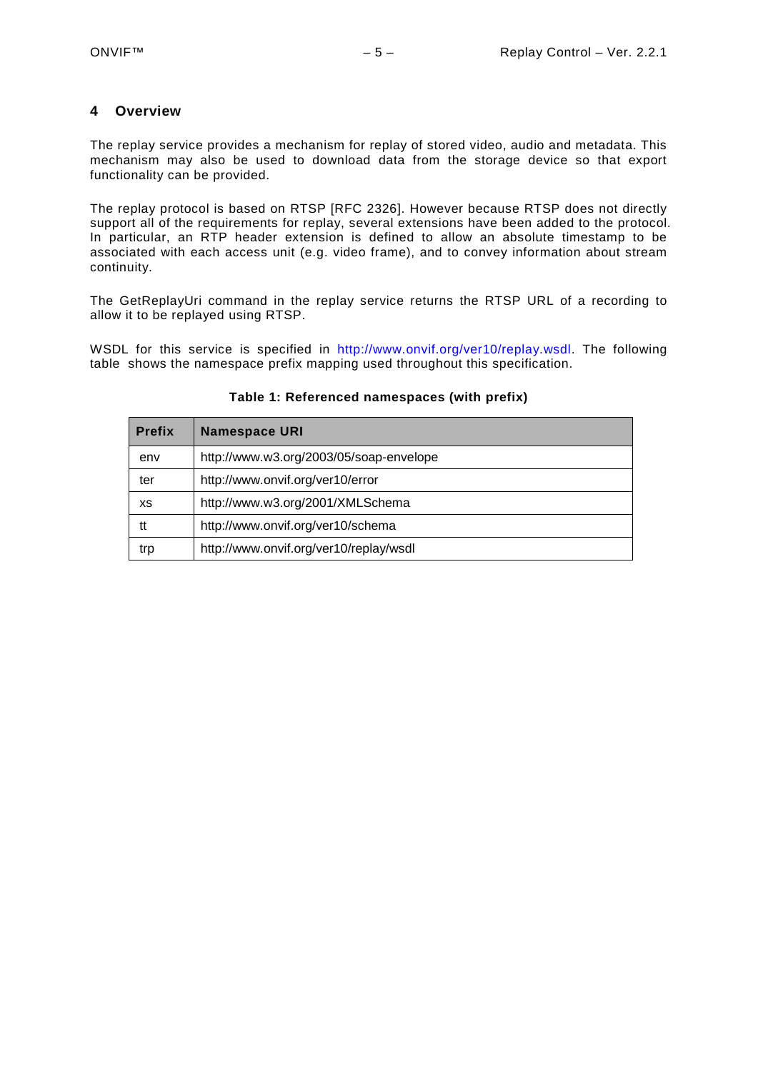# 4 Overview

The replay service provides a mechanism for replay of stored video, audio and metadata. This mechanism may also be used to download data from the storage device so that export functionality can be provided.

The replay protocol is based on RTSP [RFC 2326]. However because RTSP does not directly support all of the requirements for replay, several extensions have been added to the protocol. In particular, an RTP header extension is defined to allow an absolute timestamp to be associated with each access unit (e.g. video frame), and to convey information about stream continuity.

The GetReplayUri command in the replay service returns the RTSP URL of a recording to allow it to be replayed using RTSP.

WSDL for this service is specified in http://www.onvif.org/ver10/replay.wsdl. The following table shows the namespace prefix mapping used throughout this specification.

**Table 1: Referenced namespaces (with prefix)**

| Prefix | Namespace URI |
|---|---|
| env | http://www.w3.org/2003/05/soap-envelope |
| ter | http://www.onvif.org/ver10/error |
| xs | http://www.w3.org/2001/XMLSchema |
| tt | http://www.onvif.org/ver10/schema |
| trp | http://www.onvif.org/ver10/replay/wsdl |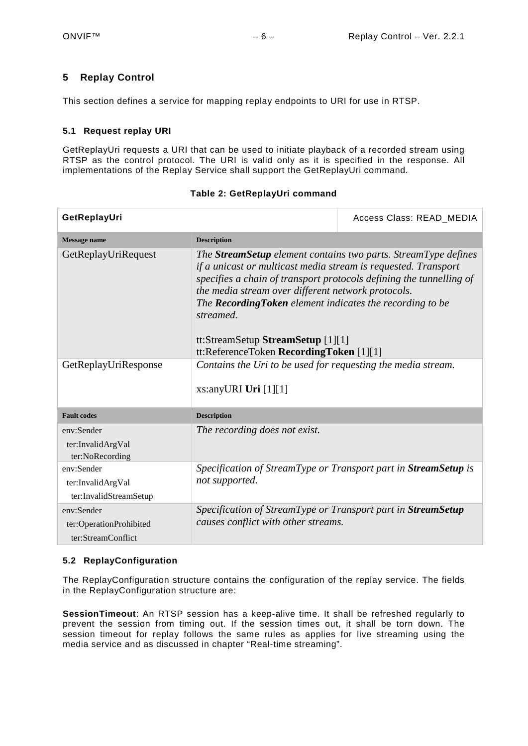# 5 Replay Control

This section defines a service for mapping replay endpoints to URI for use in RTSP.

## 5.1 Request replay URI

GetReplayUri requests a URI that can be used to initiate playback of a recorded stream using RTSP as the control protocol. The URI is valid only as it is specified in the response. All implementations of the Replay Service shall support the GetReplayUri command.

**Table 2: GetReplayUri command**

| **GetReplayUri** | Access Class: READ_MEDIA |
|---|---|
| **Message name** | **Description** |
| GetReplayUriRequest | *The **StreamSetup** element contains two parts. StreamType defines if a unicast or multicast media stream is requested. Transport specifies a chain of transport protocols defining the tunnelling of the media stream over different network protocols.*<br>*The **RecordingToken** element indicates the recording to be streamed.*<br><br>tt:StreamSetup **StreamSetup** [1][1]<br>tt:ReferenceToken **RecordingToken** [1][1] |
| GetReplayUriResponse | *Contains the Uri to be used for requesting the media stream.*<br><br>xs:anyURI **Uri** [1][1] |
| **Fault codes** | **Description** |
| env:Sender<br>ter:InvalidArgVal<br>ter:NoRecording | *The recording does not exist.* |
| env:Sender<br>ter:InvalidArgVal<br>ter:InvalidStreamSetup | *Specification of StreamType or Transport part in **StreamSetup** is not supported.* |
| env:Sender<br>ter:OperationProhibited<br>ter:StreamConflict | *Specification of StreamType or Transport part in **StreamSetup** causes conflict with other streams.* |

## 5.2 ReplayConfiguration

The ReplayConfiguration structure contains the configuration of the replay service. The fields in the ReplayConfiguration structure are:

**SessionTimeout**: An RTSP session has a keep-alive time. It shall be refreshed regularly to prevent the session from timing out. If the session times out, it shall be torn down. The session timeout for replay follows the same rules as applies for live streaming using the media service and as discussed in chapter "Real-time streaming".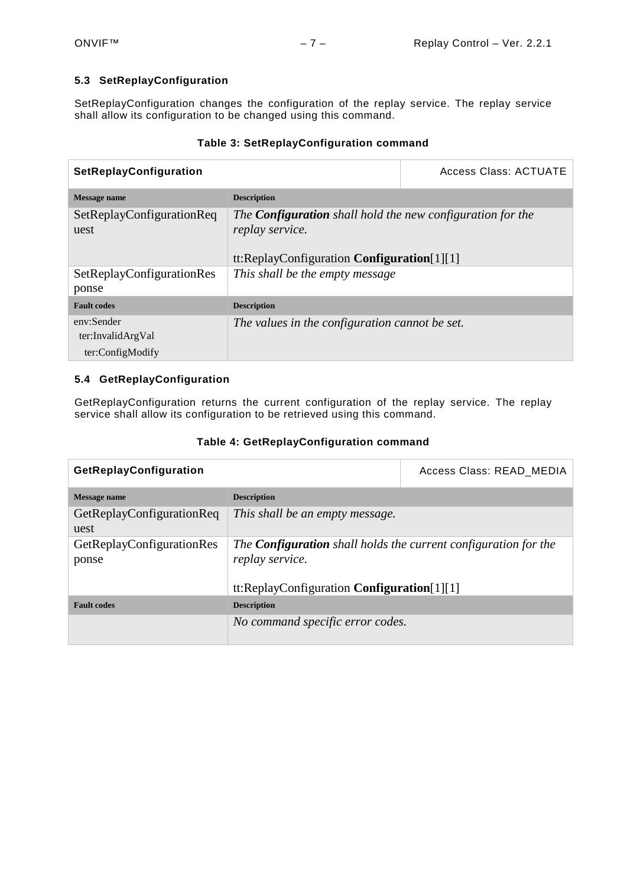### 5.3 SetReplayConfiguration

SetReplayConfiguration changes the configuration of the replay service. The replay service shall allow its configuration to be changed using this command.

**Table 3: SetReplayConfiguration command**

| **SetReplayConfiguration** | | Access Class: ACTUATE |
|---|---|---|
| **Message name** | **Description** | |
| SetReplayConfigurationRequest | *The **Configuration** shall hold the new configuration for the replay service.*<br><br>tt:ReplayConfiguration **Configuration**[1][1] | |
| SetReplayConfigurationResponse | *This shall be the empty message* | |
| **Fault codes** | **Description** | |
| env:Sender<br>ter:InvalidArgVal<br>ter:ConfigModify | *The values in the configuration cannot be set.* | |

### 5.4 GetReplayConfiguration

GetReplayConfiguration returns the current configuration of the replay service. The replay service shall allow its configuration to be retrieved using this command.

**Table 4: GetReplayConfiguration command**

| **GetReplayConfiguration** | | Access Class: READ_MEDIA |
|---|---|---|
| **Message name** | **Description** | |
| GetReplayConfigurationRequest | *This shall be an empty message.* | |
| GetReplayConfigurationResponse | *The **Configuration** shall holds the current configuration for the replay service.*<br><br>tt:ReplayConfiguration **Configuration**[1][1] | |
| **Fault codes** | **Description** | |
| | *No command specific error codes.* | |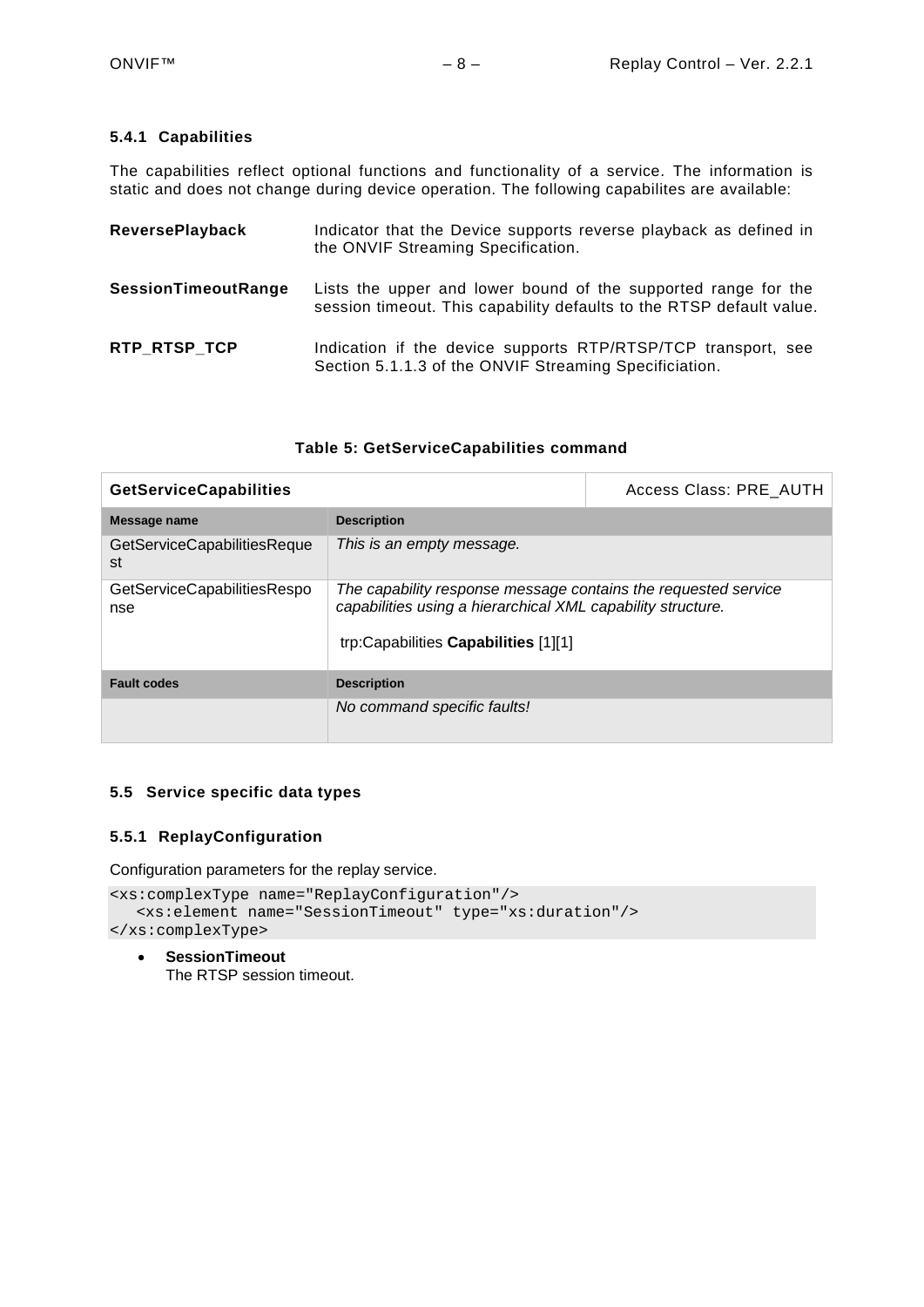### 5.4.1 Capabilities

The capabilities reflect optional functions and functionality of a service. The information is static and does not change during device operation. The following capabilites are available:

**ReversePlayback** Indicator that the Device supports reverse playback as defined in the ONVIF Streaming Specification.

**SessionTimeoutRange** Lists the upper and lower bound of the supported range for the session timeout. This capability defaults to the RTSP default value.

**RTP_RTSP_TCP** Indication if the device supports RTP/RTSP/TCP transport, see Section 5.1.1.3 of the ONVIF Streaming Specificiation.

**Table 5: GetServiceCapabilities command**

| **GetServiceCapabilities** | | Access Class: PRE_AUTH |
|---|---|---|
| **Message name** | **Description** | |
| GetServiceCapabilitiesRequest | *This is an empty message.* | |
| GetServiceCapabilitiesResponse | *The capability response message contains the requested service capabilities using a hierarchical XML capability structure.*<br><br>trp:Capabilities **Capabilities** [1][1] | |
| **Fault codes** | **Description** | |
| | *No command specific faults!* | |

## 5.5 Service specific data types

### 5.5.1 ReplayConfiguration

Configuration parameters for the replay service.

```
<xs:complexType name="ReplayConfiguration"/>
   <xs:element name="SessionTimeout" type="xs:duration"/>
</xs:complexType>
```

- **SessionTimeout**
  The RTSP session timeout.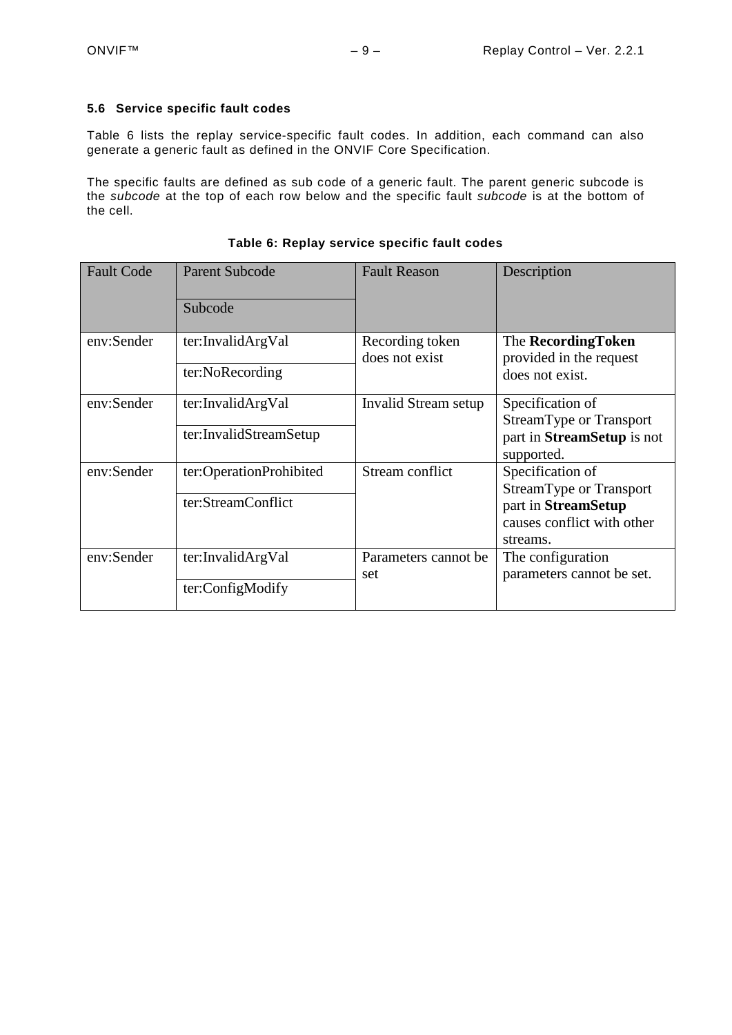### 5.6 Service specific fault codes

Table 6 lists the replay service-specific fault codes. In addition, each command can also generate a generic fault as defined in the ONVIF Core Specification.

The specific faults are defined as sub code of a generic fault. The parent generic subcode is the *subcode* at the top of each row below and the specific fault *subcode* is at the bottom of the cell.

**Table 6: Replay service specific fault codes**

| Fault Code | Parent Subcode<br>Subcode | Fault Reason | Description |
|---|---|---|---|
| env:Sender | ter:InvalidArgVal<br>ter:NoRecording | Recording token does not exist | The **RecordingToken** provided in the request does not exist. |
| env:Sender | ter:InvalidArgVal<br>ter:InvalidStreamSetup | Invalid Stream setup | Specification of StreamType or Transport part in **StreamSetup** is not supported. |
| env:Sender | ter:OperationProhibited<br>ter:StreamConflict | Stream conflict | Specification of StreamType or Transport part in **StreamSetup** causes conflict with other streams. |
| env:Sender | ter:InvalidArgVal<br>ter:ConfigModify | Parameters cannot be set | The configuration parameters cannot be set. |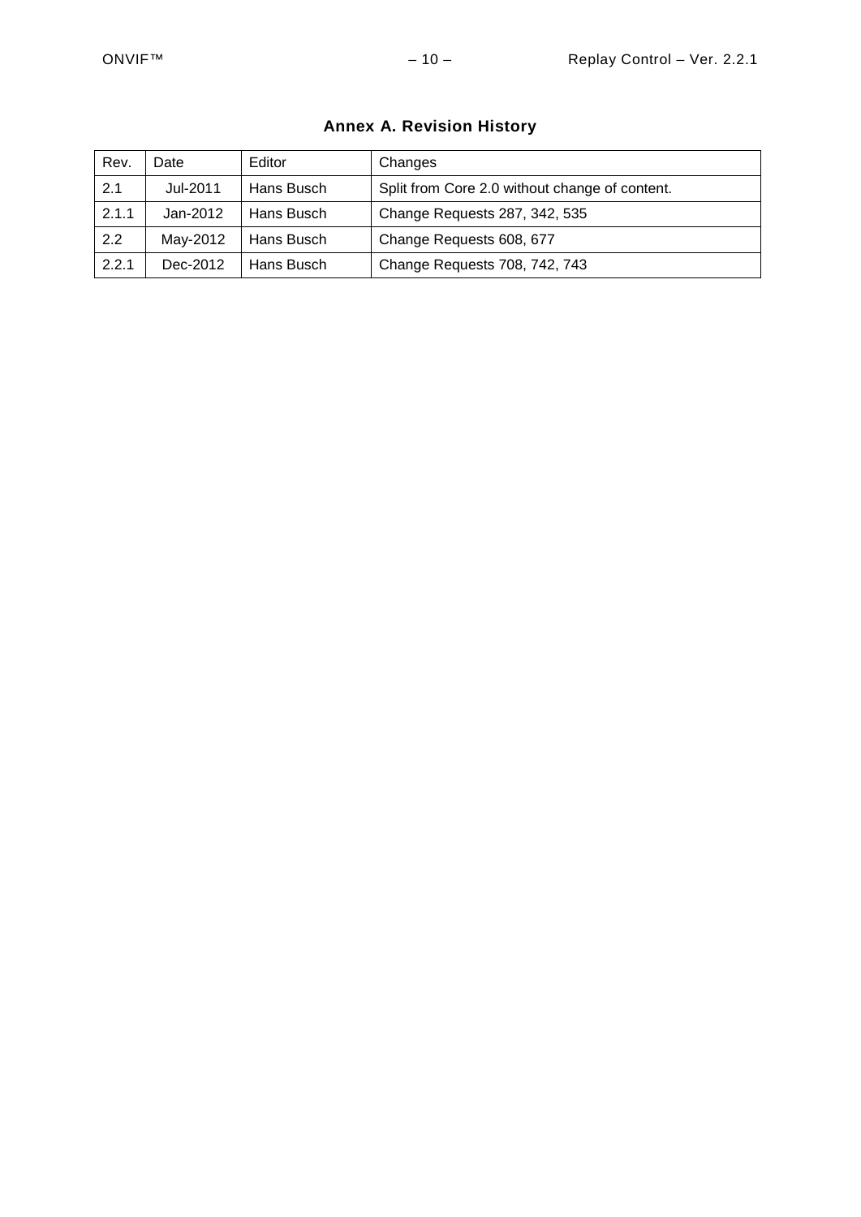# Annex A. Revision History

| Rev. | Date | Editor | Changes |
|---|---|---|---|
| 2.1 | Jul-2011 | Hans Busch | Split from Core 2.0 without change of content. |
| 2.1.1 | Jan-2012 | Hans Busch | Change Requests 287, 342, 535 |
| 2.2 | May-2012 | Hans Busch | Change Requests 608, 677 |
| 2.2.1 | Dec-2012 | Hans Busch | Change Requests 708, 742, 743 |